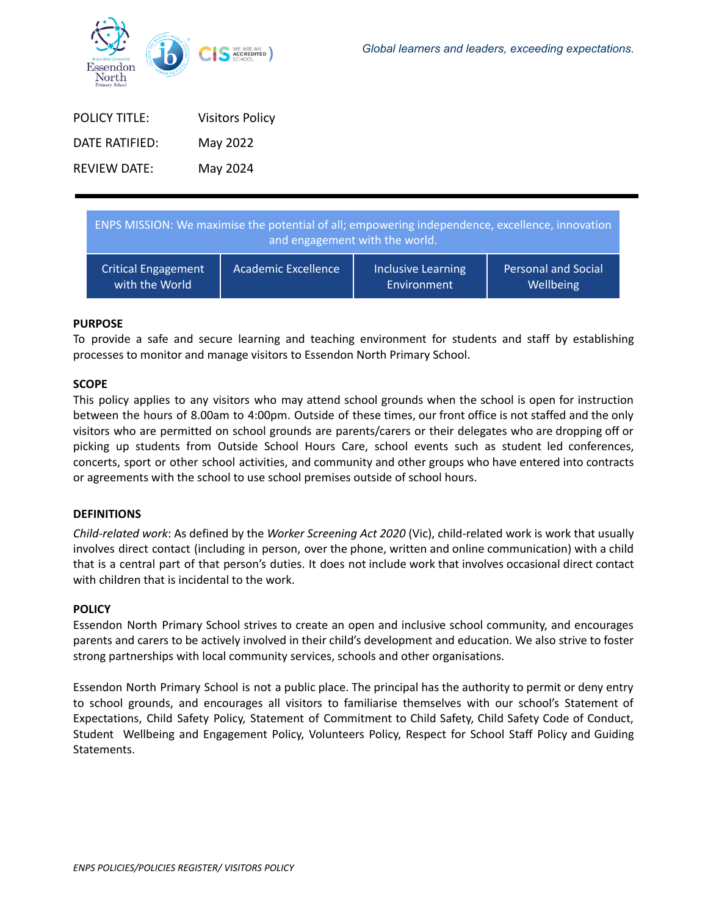Global learners and leaders, exceeding expectations.

| | |
|---|---|
| POLICY TITLE: | Visitors Policy |
| DATE RATIFIED: | May 2022 |
| REVIEW DATE: | May 2024 |

| ENPS MISSION: We maximise the potential of all; empowering independence, excellence, innovation and engagement with the world. | | | |
|---|---|---|---|
| Critical Engagement with the World | Academic Excellence | Inclusive Learning Environment | Personal and Social Wellbeing |

**PURPOSE**

To provide a safe and secure learning and teaching environment for students and staff by establishing processes to monitor and manage visitors to Essendon North Primary School.

**SCOPE**

This policy applies to any visitors who may attend school grounds when the school is open for instruction between the hours of 8.00am to 4:00pm. Outside of these times, our front office is not staffed and the only visitors who are permitted on school grounds are parents/carers or their delegates who are dropping off or picking up students from Outside School Hours Care, school events such as student led conferences, concerts, sport or other school activities, and community and other groups who have entered into contracts or agreements with the school to use school premises outside of school hours.

**DEFINITIONS**

*Child-related work*: As defined by the *Worker Screening Act 2020* (Vic), child-related work is work that usually involves direct contact (including in person, over the phone, written and online communication) with a child that is a central part of that person's duties. It does not include work that involves occasional direct contact with children that is incidental to the work.

**POLICY**

Essendon North Primary School strives to create an open and inclusive school community, and encourages parents and carers to be actively involved in their child's development and education. We also strive to foster strong partnerships with local community services, schools and other organisations.

Essendon North Primary School is not a public place. The principal has the authority to permit or deny entry to school grounds, and encourages all visitors to familiarise themselves with our school's Statement of Expectations, Child Safety Policy, Statement of Commitment to Child Safety, Child Safety Code of Conduct, Student Wellbeing and Engagement Policy, Volunteers Policy, Respect for School Staff Policy and Guiding Statements.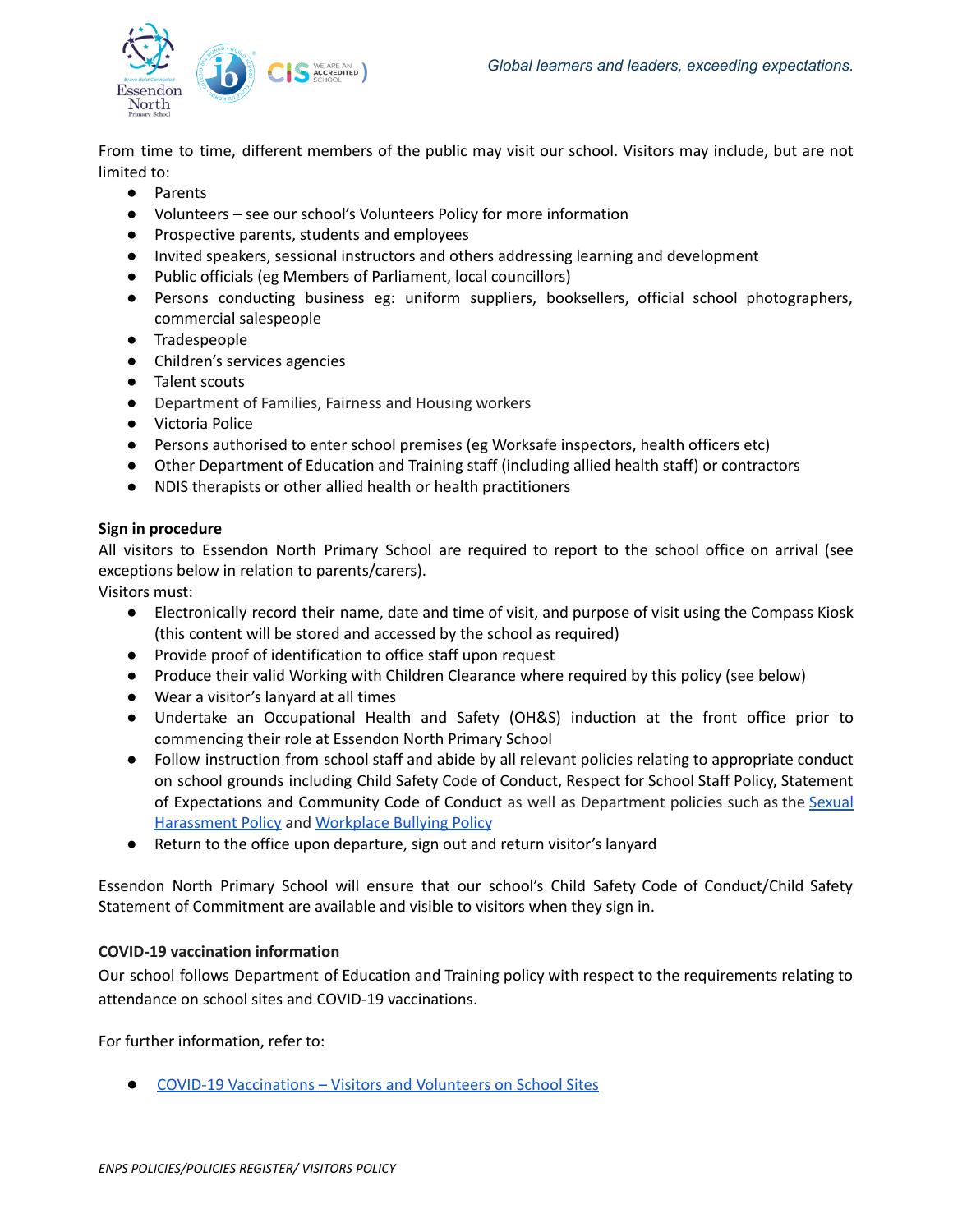From time to time, different members of the public may visit our school. Visitors may include, but are not limited to:

- Parents
- Volunteers – see our school's Volunteers Policy for more information
- Prospective parents, students and employees
- Invited speakers, sessional instructors and others addressing learning and development
- Public officials (eg Members of Parliament, local councillors)
- Persons conducting business eg: uniform suppliers, booksellers, official school photographers, commercial salespeople
- Tradespeople
- Children's services agencies
- Talent scouts
- Department of Families, Fairness and Housing workers
- Victoria Police
- Persons authorised to enter school premises (eg Worksafe inspectors, health officers etc)
- Other Department of Education and Training staff (including allied health staff) or contractors
- NDIS therapists or other allied health or health practitioners

**Sign in procedure**

All visitors to Essendon North Primary School are required to report to the school office on arrival (see exceptions below in relation to parents/carers).

Visitors must:

- Electronically record their name, date and time of visit, and purpose of visit using the Compass Kiosk (this content will be stored and accessed by the school as required)
- Provide proof of identification to office staff upon request
- Produce their valid Working with Children Clearance where required by this policy (see below)
- Wear a visitor's lanyard at all times
- Undertake an Occupational Health and Safety (OH&S) induction at the front office prior to commencing their role at Essendon North Primary School
- Follow instruction from school staff and abide by all relevant policies relating to appropriate conduct on school grounds including Child Safety Code of Conduct, Respect for School Staff Policy, Statement of Expectations and Community Code of Conduct as well as Department policies such as the [Sexual Harassment Policy] and [Workplace Bullying Policy]
- Return to the office upon departure, sign out and return visitor's lanyard

Essendon North Primary School will ensure that our school's Child Safety Code of Conduct/Child Safety Statement of Commitment are available and visible to visitors when they sign in.

**COVID-19 vaccination information**

Our school follows Department of Education and Training policy with respect to the requirements relating to attendance on school sites and COVID-19 vaccinations.

For further information, refer to:

- [COVID-19 Vaccinations – Visitors and Volunteers on School Sites]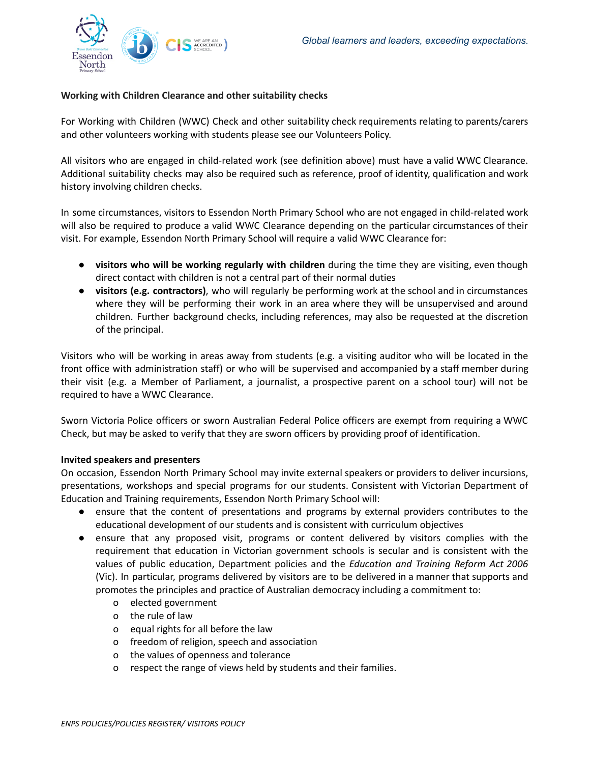**Working with Children Clearance and other suitability checks**

For Working with Children (WWC) Check and other suitability check requirements relating to parents/carers and other volunteers working with students please see our Volunteers Policy.

All visitors who are engaged in child-related work (see definition above) must have a valid WWC Clearance. Additional suitability checks may also be required such as reference, proof of identity, qualification and work history involving children checks.

In some circumstances, visitors to Essendon North Primary School who are not engaged in child-related work will also be required to produce a valid WWC Clearance depending on the particular circumstances of their visit. For example, Essendon North Primary School will require a valid WWC Clearance for:

- **visitors who will be working regularly with children** during the time they are visiting, even though direct contact with children is not a central part of their normal duties
- **visitors (e.g. contractors)**, who will regularly be performing work at the school and in circumstances where they will be performing their work in an area where they will be unsupervised and around children. Further background checks, including references, may also be requested at the discretion of the principal.

Visitors who will be working in areas away from students (e.g. a visiting auditor who will be located in the front office with administration staff) or who will be supervised and accompanied by a staff member during their visit (e.g. a Member of Parliament, a journalist, a prospective parent on a school tour) will not be required to have a WWC Clearance.

Sworn Victoria Police officers or sworn Australian Federal Police officers are exempt from requiring a WWC Check, but may be asked to verify that they are sworn officers by providing proof of identification.

**Invited speakers and presenters**

On occasion, Essendon North Primary School may invite external speakers or providers to deliver incursions, presentations, workshops and special programs for our students. Consistent with Victorian Department of Education and Training requirements, Essendon North Primary School will:

- ensure that the content of presentations and programs by external providers contributes to the educational development of our students and is consistent with curriculum objectives
- ensure that any proposed visit, programs or content delivered by visitors complies with the requirement that education in Victorian government schools is secular and is consistent with the values of public education, Department policies and the *Education and Training Reform Act 2006* (Vic). In particular, programs delivered by visitors are to be delivered in a manner that supports and promotes the principles and practice of Australian democracy including a commitment to:
  - elected government
  - the rule of law
  - equal rights for all before the law
  - freedom of religion, speech and association
  - the values of openness and tolerance
  - respect the range of views held by students and their families.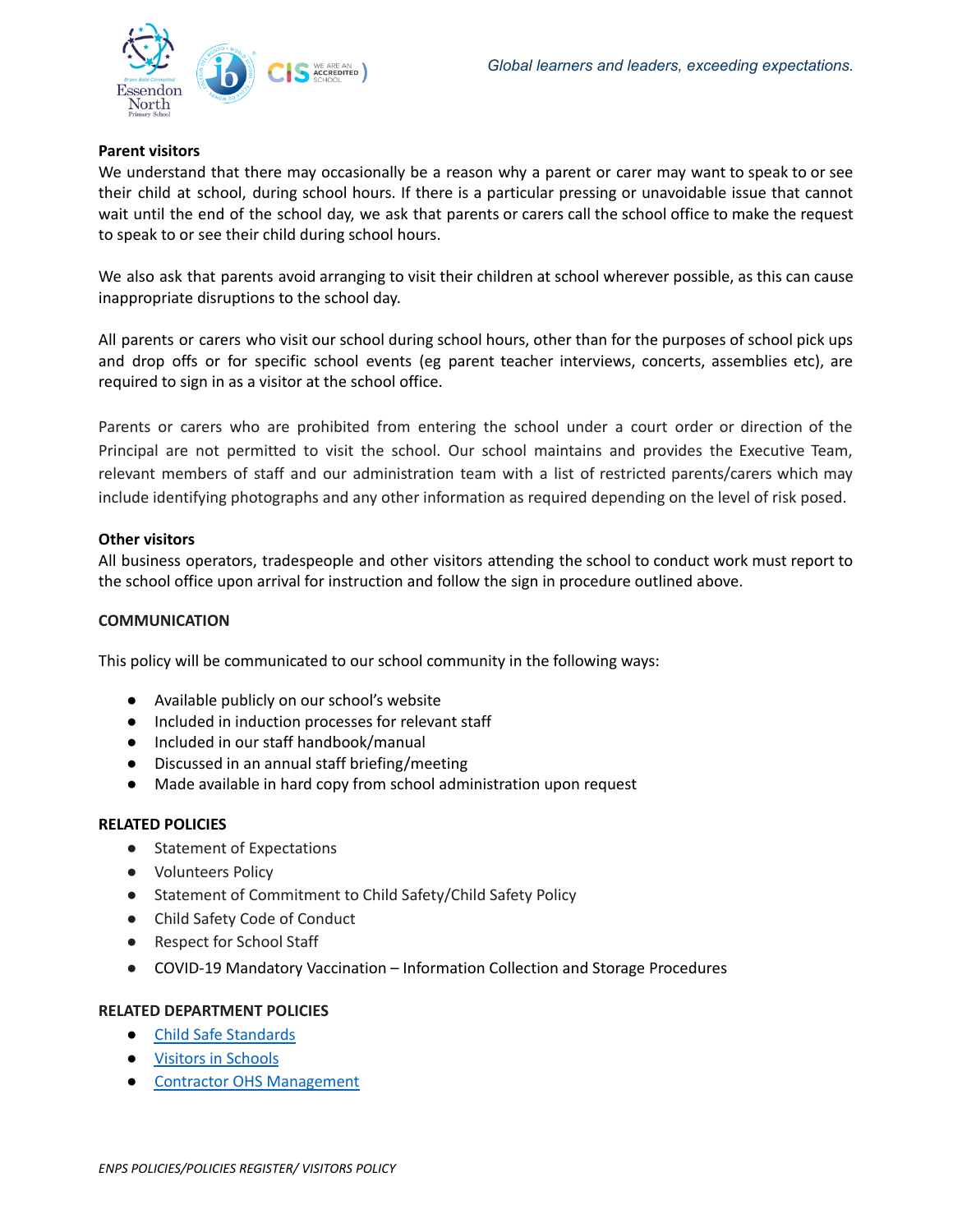**Parent visitors**

We understand that there may occasionally be a reason why a parent or carer may want to speak to or see their child at school, during school hours. If there is a particular pressing or unavoidable issue that cannot wait until the end of the school day, we ask that parents or carers call the school office to make the request to speak to or see their child during school hours.

We also ask that parents avoid arranging to visit their children at school wherever possible, as this can cause inappropriate disruptions to the school day.

All parents or carers who visit our school during school hours, other than for the purposes of school pick ups and drop offs or for specific school events (eg parent teacher interviews, concerts, assemblies etc), are required to sign in as a visitor at the school office.

Parents or carers who are prohibited from entering the school under a court order or direction of the Principal are not permitted to visit the school. Our school maintains and provides the Executive Team, relevant members of staff and our administration team with a list of restricted parents/carers which may include identifying photographs and any other information as required depending on the level of risk posed.

**Other visitors**

All business operators, tradespeople and other visitors attending the school to conduct work must report to the school office upon arrival for instruction and follow the sign in procedure outlined above.

## COMMUNICATION

This policy will be communicated to our school community in the following ways:

- Available publicly on our school's website
- Included in induction processes for relevant staff
- Included in our staff handbook/manual
- Discussed in an annual staff briefing/meeting
- Made available in hard copy from school administration upon request

## RELATED POLICIES

- Statement of Expectations
- Volunteers Policy
- Statement of Commitment to Child Safety/Child Safety Policy
- Child Safety Code of Conduct
- Respect for School Staff
- COVID-19 Mandatory Vaccination – Information Collection and Storage Procedures

## RELATED DEPARTMENT POLICIES

- Child Safe Standards
- Visitors in Schools
- Contractor OHS Management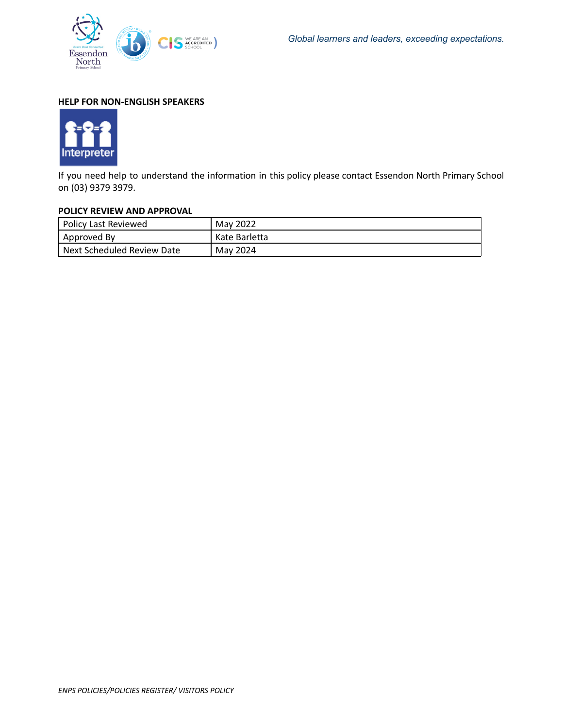## HELP FOR NON-ENGLISH SPEAKERS

If you need help to understand the information in this policy please contact Essendon North Primary School on (03) 9379 3979.

## POLICY REVIEW AND APPROVAL

| | |
|---|---|
| Policy Last Reviewed | May 2022 |
| Approved By | Kate Barletta |
| Next Scheduled Review Date | May 2024 |